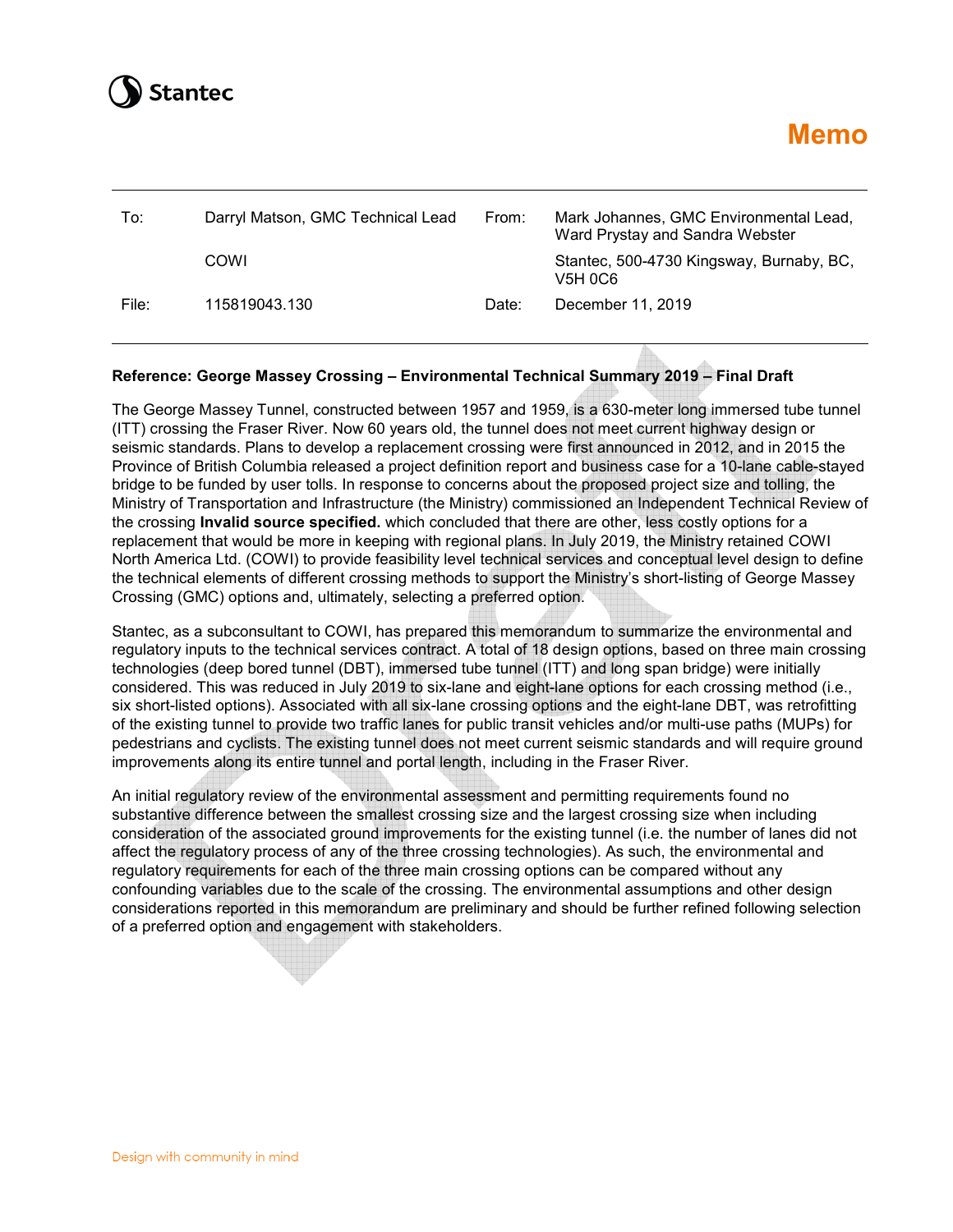Stantec

# Memo

| To: | Darryl Matson, GMC Technical Lead | From: | Mark Johannes, GMC Environmental Lead, Ward Prystay and Sandra Webster |
|---|---|---|---|
| | COWI | | Stantec, 500-4730 Kingsway, Burnaby, BC, V5H 0C6 |
| File: | 115819043.130 | Date: | December 11, 2019 |

**Reference: George Massey Crossing – Environmental Technical Summary 2019 – Final Draft**

The George Massey Tunnel, constructed between 1957 and 1959, is a 630-meter long immersed tube tunnel (ITT) crossing the Fraser River. Now 60 years old, the tunnel does not meet current highway design or seismic standards. Plans to develop a replacement crossing were first announced in 2012, and in 2015 the Province of British Columbia released a project definition report and business case for a 10-lane cable-stayed bridge to be funded by user tolls. In response to concerns about the proposed project size and tolling, the Ministry of Transportation and Infrastructure (the Ministry) commissioned an Independent Technical Review of the crossing **Invalid source specified.** which concluded that there are other, less costly options for a replacement that would be more in keeping with regional plans. In July 2019, the Ministry retained COWI North America Ltd. (COWI) to provide feasibility level technical services and conceptual level design to define the technical elements of different crossing methods to support the Ministry's short-listing of George Massey Crossing (GMC) options and, ultimately, selecting a preferred option.

Stantec, as a subconsultant to COWI, has prepared this memorandum to summarize the environmental and regulatory inputs to the technical services contract. A total of 18 design options, based on three main crossing technologies (deep bored tunnel (DBT), immersed tube tunnel (ITT) and long span bridge) were initially considered. This was reduced in July 2019 to six-lane and eight-lane options for each crossing method (i.e., six short-listed options). Associated with all six-lane crossing options and the eight-lane DBT, was retrofitting of the existing tunnel to provide two traffic lanes for public transit vehicles and/or multi-use paths (MUPs) for pedestrians and cyclists. The existing tunnel does not meet current seismic standards and will require ground improvements along its entire tunnel and portal length, including in the Fraser River.

An initial regulatory review of the environmental assessment and permitting requirements found no substantive difference between the smallest crossing size and the largest crossing size when including consideration of the associated ground improvements for the existing tunnel (i.e. the number of lanes did not affect the regulatory process of any of the three crossing technologies). As such, the environmental and regulatory requirements for each of the three main crossing options can be compared without any confounding variables due to the scale of the crossing. The environmental assumptions and other design considerations reported in this memorandum are preliminary and should be further refined following selection of a preferred option and engagement with stakeholders.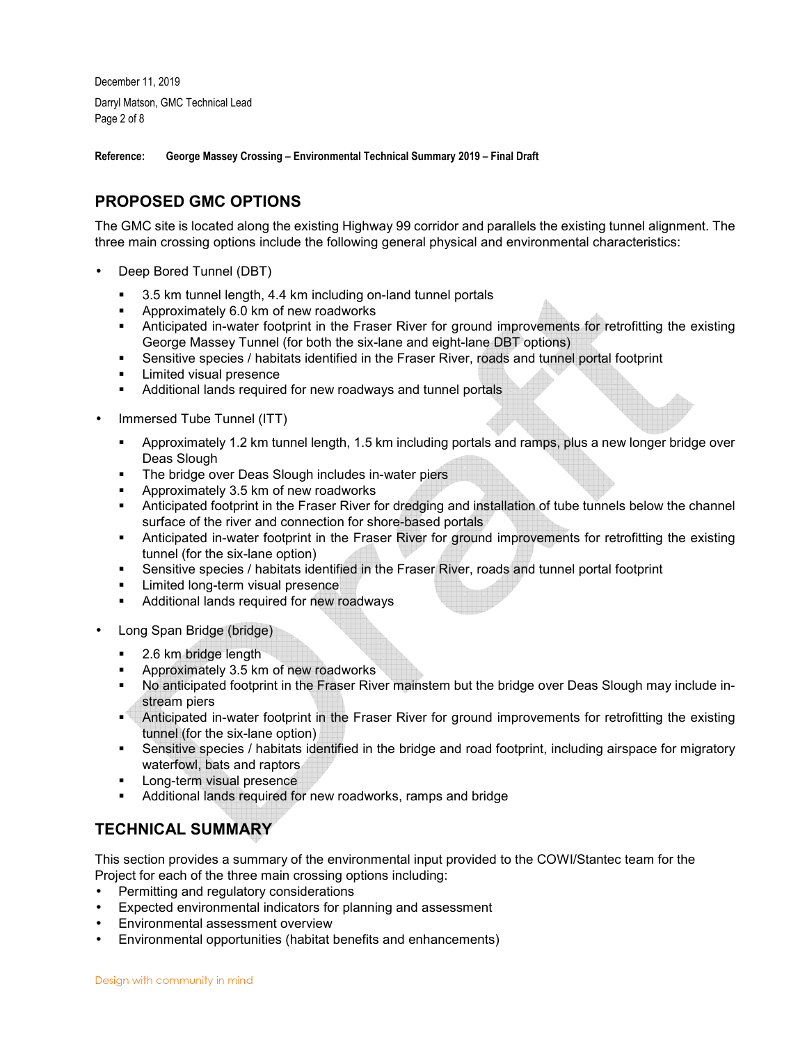Reference: George Massey Crossing – Environmental Technical Summary 2019 – Final Draft

## PROPOSED GMC OPTIONS

The GMC site is located along the existing Highway 99 corridor and parallels the existing tunnel alignment. The three main crossing options include the following general physical and environmental characteristics:

- Deep Bored Tunnel (DBT)
  - 3.5 km tunnel length, 4.4 km including on-land tunnel portals
  - Approximately 6.0 km of new roadworks
  - Anticipated in-water footprint in the Fraser River for ground improvements for retrofitting the existing George Massey Tunnel (for both the six-lane and eight-lane DBT options)
  - Sensitive species / habitats identified in the Fraser River, roads and tunnel portal footprint
  - Limited visual presence
  - Additional lands required for new roadways and tunnel portals
- Immersed Tube Tunnel (ITT)
  - Approximately 1.2 km tunnel length, 1.5 km including portals and ramps, plus a new longer bridge over Deas Slough
  - The bridge over Deas Slough includes in-water piers
  - Approximately 3.5 km of new roadworks
  - Anticipated footprint in the Fraser River for dredging and installation of tube tunnels below the channel surface of the river and connection for shore-based portals
  - Anticipated in-water footprint in the Fraser River for ground improvements for retrofitting the existing tunnel (for the six-lane option)
  - Sensitive species / habitats identified in the Fraser River, roads and tunnel portal footprint
  - Limited long-term visual presence
  - Additional lands required for new roadways
- Long Span Bridge (bridge)
  - 2.6 km bridge length
  - Approximately 3.5 km of new roadworks
  - No anticipated footprint in the Fraser River mainstem but the bridge over Deas Slough may include in-stream piers
  - Anticipated in-water footprint in the Fraser River for ground improvements for retrofitting the existing tunnel (for the six-lane option)
  - Sensitive species / habitats identified in the bridge and road footprint, including airspace for migratory waterfowl, bats and raptors
  - Long-term visual presence
  - Additional lands required for new roadworks, ramps and bridge

## TECHNICAL SUMMARY

This section provides a summary of the environmental input provided to the COWI/Stantec team for the Project for each of the three main crossing options including:

- Permitting and regulatory considerations
- Expected environmental indicators for planning and assessment
- Environmental assessment overview
- Environmental opportunities (habitat benefits and enhancements)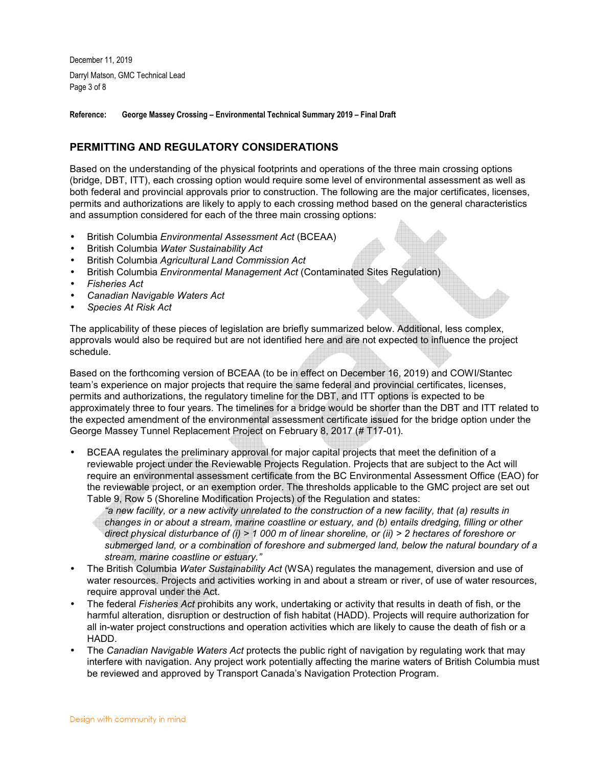**Reference: George Massey Crossing – Environmental Technical Summary 2019 – Final Draft**

## PERMITTING AND REGULATORY CONSIDERATIONS

Based on the understanding of the physical footprints and operations of the three main crossing options (bridge, DBT, ITT), each crossing option would require some level of environmental assessment as well as both federal and provincial approvals prior to construction. The following are the major certificates, licenses, permits and authorizations are likely to apply to each crossing method based on the general characteristics and assumption considered for each of the three main crossing options:

- British Columbia *Environmental Assessment Act* (BCEAA)
- British Columbia *Water Sustainability Act*
- British Columbia *Agricultural Land Commission Act*
- British Columbia *Environmental Management Act* (Contaminated Sites Regulation)
- *Fisheries Act*
- *Canadian Navigable Waters Act*
- *Species At Risk Act*

The applicability of these pieces of legislation are briefly summarized below. Additional, less complex, approvals would also be required but are not identified here and are not expected to influence the project schedule.

Based on the forthcoming version of BCEAA (to be in effect on December 16, 2019) and COWI/Stantec team's experience on major projects that require the same federal and provincial certificates, licenses, permits and authorizations, the regulatory timeline for the DBT, and ITT options is expected to be approximately three to four years. The timelines for a bridge would be shorter than the DBT and ITT related to the expected amendment of the environmental assessment certificate issued for the bridge option under the George Massey Tunnel Replacement Project on February 8, 2017 (# T17-01).

- BCEAA regulates the preliminary approval for major capital projects that meet the definition of a reviewable project under the Reviewable Projects Regulation. Projects that are subject to the Act will require an environmental assessment certificate from the BC Environmental Assessment Office (EAO) for the reviewable project, or an exemption order. The thresholds applicable to the GMC project are set out Table 9, Row 5 (Shoreline Modification Projects) of the Regulation and states:
  *"a new facility, or a new activity unrelated to the construction of a new facility, that (a) results in changes in or about a stream, marine coastline or estuary, and (b) entails dredging, filling or other direct physical disturbance of (i) > 1 000 m of linear shoreline, or (ii) > 2 hectares of foreshore or submerged land, or a combination of foreshore and submerged land, below the natural boundary of a stream, marine coastline or estuary."*
- The British Columbia *Water Sustainability Act* (WSA) regulates the management, diversion and use of water resources. Projects and activities working in and about a stream or river, of use of water resources, require approval under the Act.
- The federal *Fisheries Act* prohibits any work, undertaking or activity that results in death of fish, or the harmful alteration, disruption or destruction of fish habitat (HADD). Projects will require authorization for all in-water project constructions and operation activities which are likely to cause the death of fish or a HADD.
- The *Canadian Navigable Waters Act* protects the public right of navigation by regulating work that may interfere with navigation. Any project work potentially affecting the marine waters of British Columbia must be reviewed and approved by Transport Canada's Navigation Protection Program.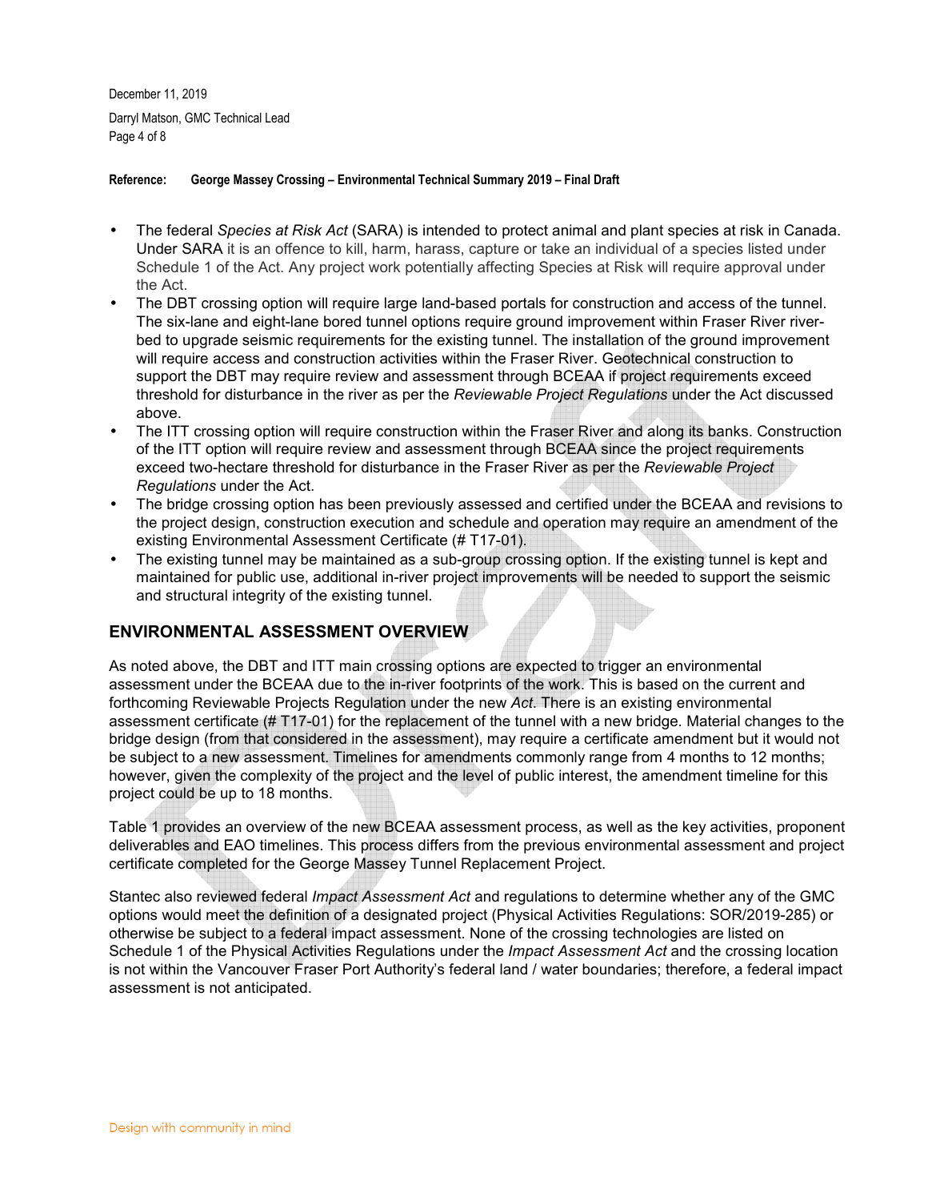- The federal *Species at Risk Act* (SARA) is intended to protect animal and plant species at risk in Canada. Under SARA it is an offence to kill, harm, harass, capture or take an individual of a species listed under Schedule 1 of the Act. Any project work potentially affecting Species at Risk will require approval under the Act.
- The DBT crossing option will require large land-based portals for construction and access of the tunnel. The six-lane and eight-lane bored tunnel options require ground improvement within Fraser River river-bed to upgrade seismic requirements for the existing tunnel. The installation of the ground improvement will require access and construction activities within the Fraser River. Geotechnical construction to support the DBT may require review and assessment through BCEAA if project requirements exceed threshold for disturbance in the river as per the *Reviewable Project Regulations* under the Act discussed above.
- The ITT crossing option will require construction within the Fraser River and along its banks. Construction of the ITT option will require review and assessment through BCEAA since the project requirements exceed two-hectare threshold for disturbance in the Fraser River as per the *Reviewable Project Regulations* under the Act.
- The bridge crossing option has been previously assessed and certified under the BCEAA and revisions to the project design, construction execution and schedule and operation may require an amendment of the existing Environmental Assessment Certificate (# T17-01).
- The existing tunnel may be maintained as a sub-group crossing option. If the existing tunnel is kept and maintained for public use, additional in-river project improvements will be needed to support the seismic and structural integrity of the existing tunnel.

## ENVIRONMENTAL ASSESSMENT OVERVIEW

As noted above, the DBT and ITT main crossing options are expected to trigger an environmental assessment under the BCEAA due to the in-river footprints of the work. This is based on the current and forthcoming Reviewable Projects Regulation under the new *Act*. There is an existing environmental assessment certificate (# T17-01) for the replacement of the tunnel with a new bridge. Material changes to the bridge design (from that considered in the assessment), may require a certificate amendment but it would not be subject to a new assessment. Timelines for amendments commonly range from 4 months to 12 months; however, given the complexity of the project and the level of public interest, the amendment timeline for this project could be up to 18 months.

Table 1 provides an overview of the new BCEAA assessment process, as well as the key activities, proponent deliverables and EAO timelines. This process differs from the previous environmental assessment and project certificate completed for the George Massey Tunnel Replacement Project.

Stantec also reviewed federal *Impact Assessment Act* and regulations to determine whether any of the GMC options would meet the definition of a designated project (Physical Activities Regulations: SOR/2019-285) or otherwise be subject to a federal impact assessment. None of the crossing technologies are listed on Schedule 1 of the Physical Activities Regulations under the *Impact Assessment Act* and the crossing location is not within the Vancouver Fraser Port Authority's federal land / water boundaries; therefore, a federal impact assessment is not anticipated.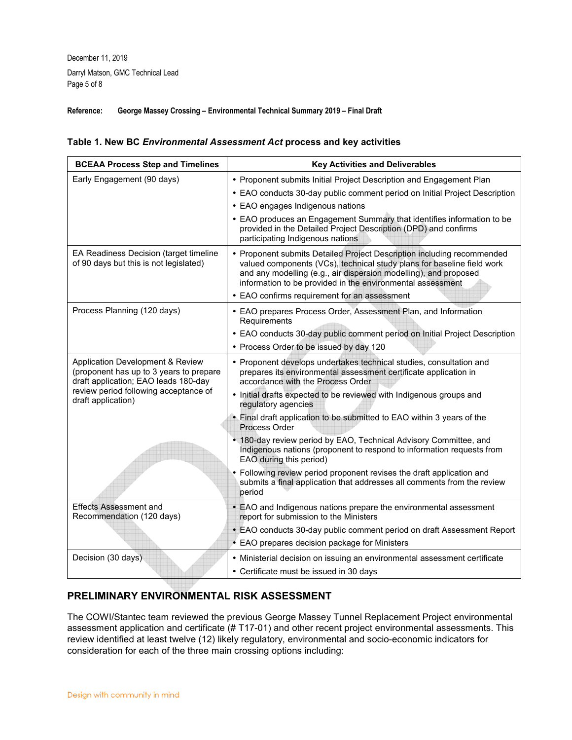**Reference: George Massey Crossing – Environmental Technical Summary 2019 – Final Draft**

**Table 1. New BC *Environmental Assessment Act* process and key activities**

| BCEAA Process Step and Timelines | Key Activities and Deliverables |
|---|---|
| Early Engagement (90 days) | • Proponent submits Initial Project Description and Engagement Plan<br>• EAO conducts 30-day public comment period on Initial Project Description<br>• EAO engages Indigenous nations<br>• EAO produces an Engagement Summary that identifies information to be provided in the Detailed Project Description (DPD) and confirms participating Indigenous nations |
| EA Readiness Decision (target timeline of 90 days but this is not legislated) | • Proponent submits Detailed Project Description including recommended valued components (VCs), technical study plans for baseline field work and any modelling (e.g., air dispersion modelling), and proposed information to be provided in the environmental assessment<br>• EAO confirms requirement for an assessment |
| Process Planning (120 days) | • EAO prepares Process Order, Assessment Plan, and Information Requirements<br>• EAO conducts 30-day public comment period on Initial Project Description<br>• Process Order to be issued by day 120 |
| Application Development & Review (proponent has up to 3 years to prepare draft application; EAO leads 180-day review period following acceptance of draft application) | • Proponent develops undertakes technical studies, consultation and prepares its environmental assessment certificate application in accordance with the Process Order<br>• Initial drafts expected to be reviewed with Indigenous groups and regulatory agencies<br>• Final draft application to be submitted to EAO within 3 years of the Process Order<br>• 180-day review period by EAO, Technical Advisory Committee, and Indigenous nations (proponent to respond to information requests from EAO during this period)<br>• Following review period proponent revises the draft application and submits a final application that addresses all comments from the review period |
| Effects Assessment and Recommendation (120 days) | • EAO and Indigenous nations prepare the environmental assessment report for submission to the Ministers<br>• EAO conducts 30-day public comment period on draft Assessment Report<br>• EAO prepares decision package for Ministers |
| Decision (30 days) | • Ministerial decision on issuing an environmental assessment certificate<br>• Certificate must be issued in 30 days |

## PRELIMINARY ENVIRONMENTAL RISK ASSESSMENT

The COWI/Stantec team reviewed the previous George Massey Tunnel Replacement Project environmental assessment application and certificate (# T17-01) and other recent project environmental assessments. This review identified at least twelve (12) likely regulatory, environmental and socio-economic indicators for consideration for each of the three main crossing options including: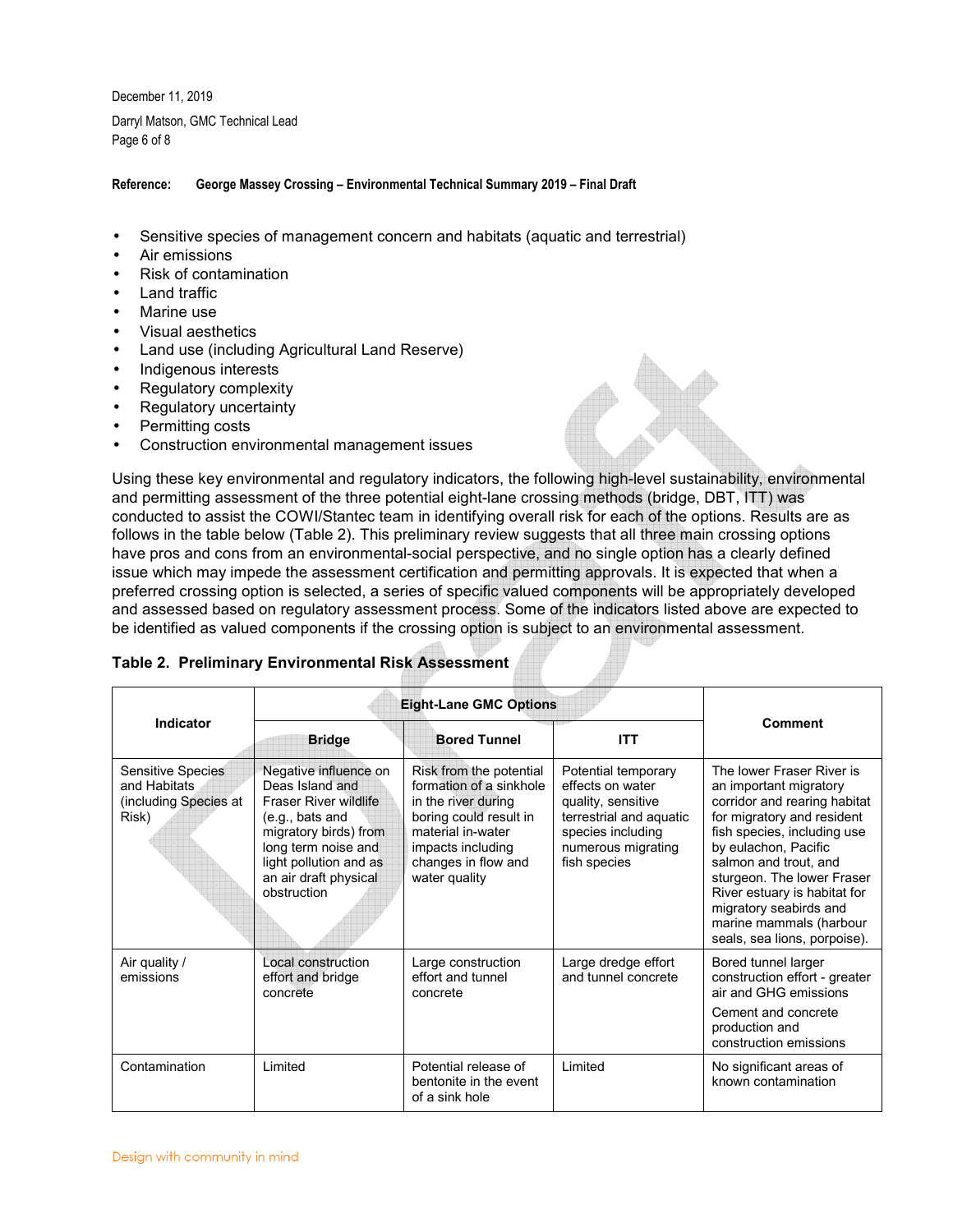**Reference: George Massey Crossing – Environmental Technical Summary 2019 – Final Draft**

- Sensitive species of management concern and habitats (aquatic and terrestrial)
- Air emissions
- Risk of contamination
- Land traffic
- Marine use
- Visual aesthetics
- Land use (including Agricultural Land Reserve)
- Indigenous interests
- Regulatory complexity
- Regulatory uncertainty
- Permitting costs
- Construction environmental management issues

Using these key environmental and regulatory indicators, the following high-level sustainability, environmental and permitting assessment of the three potential eight-lane crossing methods (bridge, DBT, ITT) was conducted to assist the COWI/Stantec team in identifying overall risk for each of the options. Results are as follows in the table below (Table 2). This preliminary review suggests that all three main crossing options have pros and cons from an environmental-social perspective, and no single option has a clearly defined issue which may impede the assessment certification and permitting approvals. It is expected that when a preferred crossing option is selected, a series of specific valued components will be appropriately developed and assessed based on regulatory assessment process. Some of the indicators listed above are expected to be identified as valued components if the crossing option is subject to an environmental assessment.

**Table 2. Preliminary Environmental Risk Assessment**

| Indicator | Eight-Lane GMC Options | | | Comment |
|---|---|---|---|---|
| | **Bridge** | **Bored Tunnel** | **ITT** | |
| Sensitive Species and Habitats (including Species at Risk) | Negative influence on Deas Island and Fraser River wildlife (e.g., bats and migratory birds) from long term noise and light pollution and as an air draft physical obstruction | Risk from the potential formation of a sinkhole in the river during boring could result in material in-water impacts including changes in flow and water quality | Potential temporary effects on water quality, sensitive terrestrial and aquatic species including numerous migrating fish species | The lower Fraser River is an important migratory corridor and rearing habitat for migratory and resident fish species, including use by eulachon, Pacific salmon and trout, and sturgeon. The lower Fraser River estuary is habitat for migratory seabirds and marine mammals (harbour seals, sea lions, porpoise). |
| Air quality / emissions | Local construction effort and bridge concrete | Large construction effort and tunnel concrete | Large dredge effort and tunnel concrete | Bored tunnel larger construction effort - greater air and GHG emissions<br><br>Cement and concrete production and construction emissions |
| Contamination | Limited | Potential release of bentonite in the event of a sink hole | Limited | No significant areas of known contamination |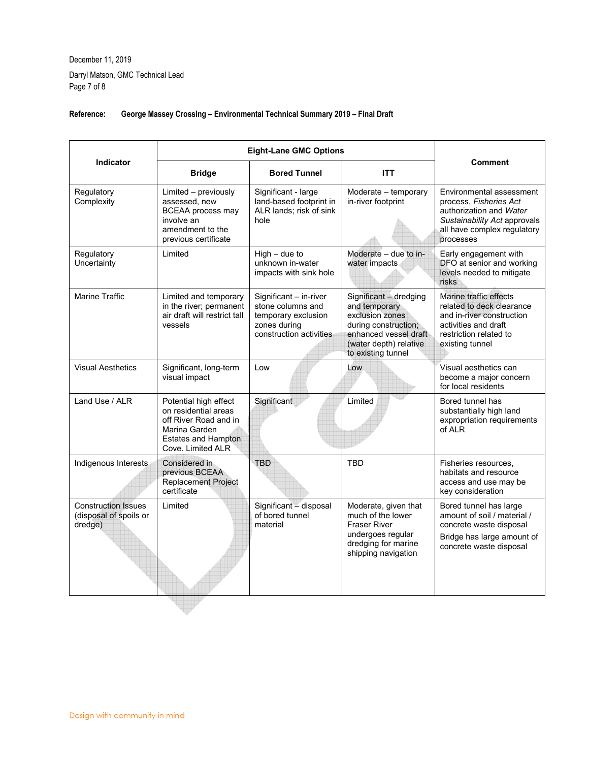December 11, 2019

Darryl Matson, GMC Technical Lead

**Reference: George Massey Crossing – Environmental Technical Summary 2019 – Final Draft**

| Indicator | Eight-Lane GMC Options | | | Comment |
|---|---|---|---|---|
| | **Bridge** | **Bored Tunnel** | **ITT** | |
| Regulatory Complexity | Limited – previously assessed, new BCEAA process may involve an amendment to the previous certificate | Significant - large land-based footprint in ALR lands; risk of sink hole | Moderate – temporary in-river footprint | Environmental assessment process, *Fisheries Act* authorization and *Water Sustainability Act* approvals all have complex regulatory processes |
| Regulatory Uncertainty | Limited | High – due to unknown in-water impacts with sink hole | Moderate – due to in-water impacts | Early engagement with DFO at senior and working levels needed to mitigate risks |
| Marine Traffic | Limited and temporary in the river; permanent air draft will restrict tall vessels | Significant – in-river stone columns and temporary exclusion zones during construction activities | Significant – dredging and temporary exclusion zones during construction; enhanced vessel draft (water depth) relative to existing tunnel | Marine traffic effects related to deck clearance and in-river construction activities and draft restriction related to existing tunnel |
| Visual Aesthetics | Significant, long-term visual impact | Low | Low | Visual aesthetics can become a major concern for local residents |
| Land Use / ALR | Potential high effect on residential areas off River Road and in Marina Garden Estates and Hampton Cove. Limited ALR | Significant | Limited | Bored tunnel has substantially high land expropriation requirements of ALR |
| Indigenous Interests | Considered in previous BCEAA Replacement Project certificate | TBD | TBD | Fisheries resources, habitats and resource access and use may be key consideration |
| Construction Issues (disposal of spoils or dredge) | Limited | Significant – disposal of bored tunnel material | Moderate, given that much of the lower Fraser River undergoes regular dredging for marine shipping navigation | Bored tunnel has large amount of soil / material / concrete waste disposal<br>Bridge has large amount of concrete waste disposal |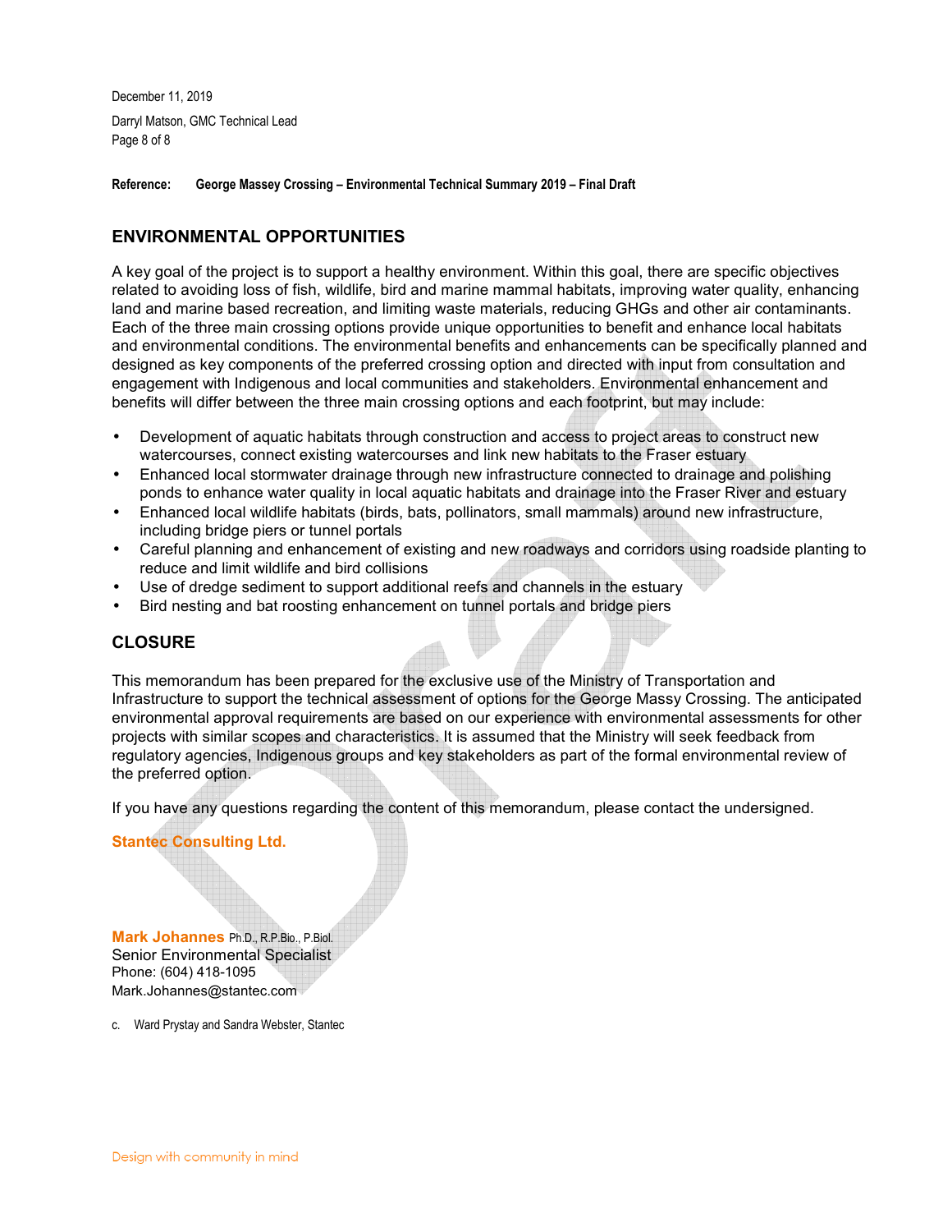December 11, 2019

Darryl Matson, GMC Technical Lead

**Reference: George Massey Crossing – Environmental Technical Summary 2019 – Final Draft**

## ENVIRONMENTAL OPPORTUNITIES

A key goal of the project is to support a healthy environment. Within this goal, there are specific objectives related to avoiding loss of fish, wildlife, bird and marine mammal habitats, improving water quality, enhancing land and marine based recreation, and limiting waste materials, reducing GHGs and other air contaminants. Each of the three main crossing options provide unique opportunities to benefit and enhance local habitats and environmental conditions. The environmental benefits and enhancements can be specifically planned and designed as key components of the preferred crossing option and directed with input from consultation and engagement with Indigenous and local communities and stakeholders. Environmental enhancement and benefits will differ between the three main crossing options and each footprint, but may include:

- Development of aquatic habitats through construction and access to project areas to construct new watercourses, connect existing watercourses and link new habitats to the Fraser estuary
- Enhanced local stormwater drainage through new infrastructure connected to drainage and polishing ponds to enhance water quality in local aquatic habitats and drainage into the Fraser River and estuary
- Enhanced local wildlife habitats (birds, bats, pollinators, small mammals) around new infrastructure, including bridge piers or tunnel portals
- Careful planning and enhancement of existing and new roadways and corridors using roadside planting to reduce and limit wildlife and bird collisions
- Use of dredge sediment to support additional reefs and channels in the estuary
- Bird nesting and bat roosting enhancement on tunnel portals and bridge piers

## CLOSURE

This memorandum has been prepared for the exclusive use of the Ministry of Transportation and Infrastructure to support the technical assessment of options for the George Massy Crossing. The anticipated environmental approval requirements are based on our experience with environmental assessments for other projects with similar scopes and characteristics. It is assumed that the Ministry will seek feedback from regulatory agencies, Indigenous groups and key stakeholders as part of the formal environmental review of the preferred option.

If you have any questions regarding the content of this memorandum, please contact the undersigned.

**Stantec Consulting Ltd.**

**Mark Johannes** Ph.D., R.P.Bio., P.Biol.
Senior Environmental Specialist
Phone: (604) 418-1095
Mark.Johannes@stantec.com

c. Ward Prystay and Sandra Webster, Stantec